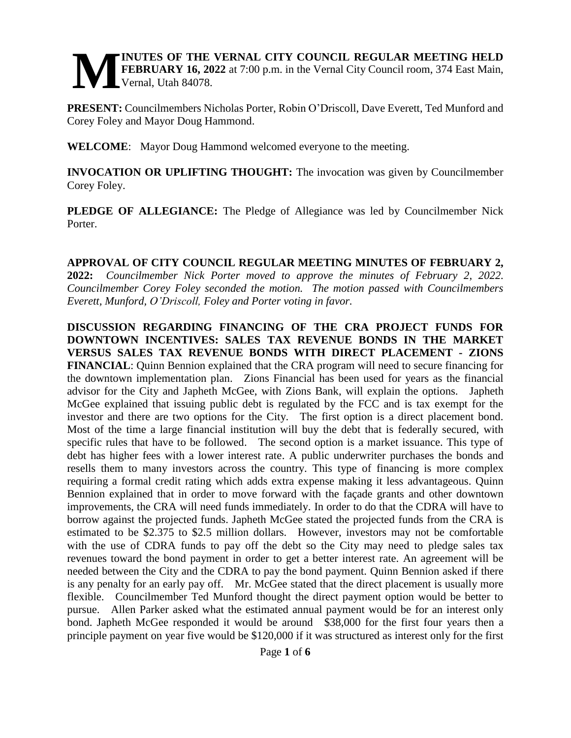**MINUTES OF THE VERNAL CITY COUNCIL REGULAR MEETING HELD FEBRUARY 16, 2022** at 7:00 p.m. in the Vernal City Council room, 374 East Main, Vernal, Utah 84078.

**PRESENT:** Councilmembers Nicholas Porter, Robin O'Driscoll, Dave Everett, Ted Munford and Corey Foley and Mayor Doug Hammond.

**WELCOME**: Mayor Doug Hammond welcomed everyone to the meeting.

**INVOCATION OR UPLIFTING THOUGHT:** The invocation was given by Councilmember Corey Foley.

**PLEDGE OF ALLEGIANCE:** The Pledge of Allegiance was led by Councilmember Nick Porter.

**APPROVAL OF CITY COUNCIL REGULAR MEETING MINUTES OF FEBRUARY 2, 2022:** *Councilmember Nick Porter moved to approve the minutes of February 2, 2022. Councilmember Corey Foley seconded the motion. The motion passed with Councilmembers Everett, Munford, O'Driscoll, Foley and Porter voting in favor.*

**DISCUSSION REGARDING FINANCING OF THE CRA PROJECT FUNDS FOR DOWNTOWN INCENTIVES: SALES TAX REVENUE BONDS IN THE MARKET VERSUS SALES TAX REVENUE BONDS WITH DIRECT PLACEMENT - ZIONS FINANCIAL**: Quinn Bennion explained that the CRA program will need to secure financing for the downtown implementation plan. Zions Financial has been used for years as the financial advisor for the City and Japheth McGee, with Zions Bank, will explain the options. Japheth McGee explained that issuing public debt is regulated by the FCC and is tax exempt for the investor and there are two options for the City. The first option is a direct placement bond. Most of the time a large financial institution will buy the debt that is federally secured, with specific rules that have to be followed. The second option is a market issuance. This type of debt has higher fees with a lower interest rate. A public underwriter purchases the bonds and resells them to many investors across the country. This type of financing is more complex requiring a formal credit rating which adds extra expense making it less advantageous. Quinn Bennion explained that in order to move forward with the façade grants and other downtown improvements, the CRA will need funds immediately. In order to do that the CDRA will have to borrow against the projected funds. Japheth McGee stated the projected funds from the CRA is estimated to be \$2.375 to \$2.5 million dollars. However, investors may not be comfortable with the use of CDRA funds to pay off the debt so the City may need to pledge sales tax revenues toward the bond payment in order to get a better interest rate. An agreement will be needed between the City and the CDRA to pay the bond payment. Quinn Bennion asked if there is any penalty for an early pay off. Mr. McGee stated that the direct placement is usually more flexible. Councilmember Ted Munford thought the direct payment option would be better to pursue. Allen Parker asked what the estimated annual payment would be for an interest only bond. Japheth McGee responded it would be around \$38,000 for the first four years then a principle payment on year five would be \$120,000 if it was structured as interest only for the first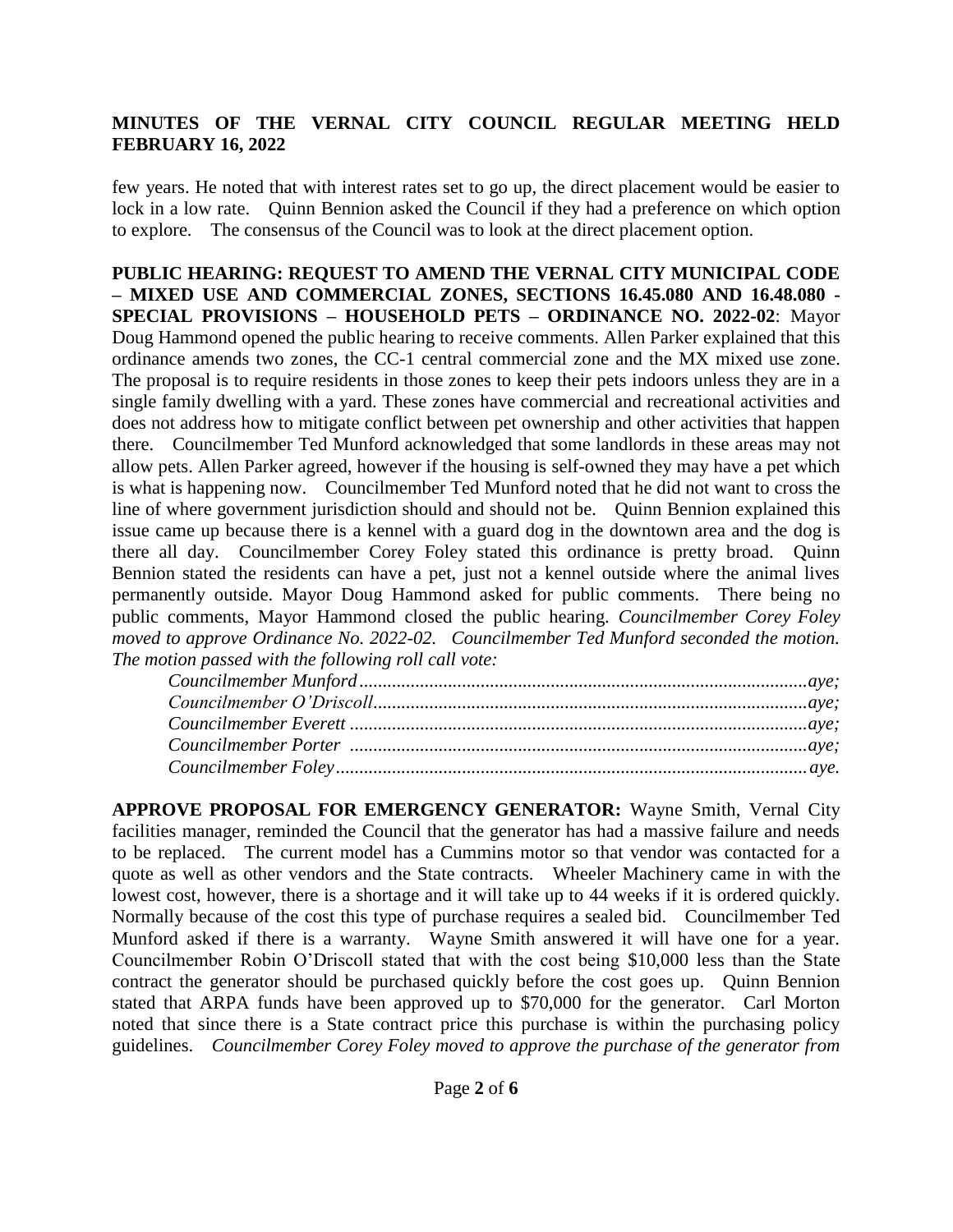few years. He noted that with interest rates set to go up, the direct placement would be easier to lock in a low rate. Quinn Bennion asked the Council if they had a preference on which option to explore. The consensus of the Council was to look at the direct placement option.

**PUBLIC HEARING: REQUEST TO AMEND THE VERNAL CITY MUNICIPAL CODE – MIXED USE AND COMMERCIAL ZONES, SECTIONS 16.45.080 AND 16.48.080 - SPECIAL PROVISIONS – HOUSEHOLD PETS – ORDINANCE NO. 2022-02**: Mayor Doug Hammond opened the public hearing to receive comments. Allen Parker explained that this ordinance amends two zones, the CC-1 central commercial zone and the MX mixed use zone. The proposal is to require residents in those zones to keep their pets indoors unless they are in a single family dwelling with a yard. These zones have commercial and recreational activities and does not address how to mitigate conflict between pet ownership and other activities that happen there. Councilmember Ted Munford acknowledged that some landlords in these areas may not allow pets. Allen Parker agreed, however if the housing is self-owned they may have a pet which is what is happening now. Councilmember Ted Munford noted that he did not want to cross the line of where government jurisdiction should and should not be. Quinn Bennion explained this issue came up because there is a kennel with a guard dog in the downtown area and the dog is there all day. Councilmember Corey Foley stated this ordinance is pretty broad. Quinn Bennion stated the residents can have a pet, just not a kennel outside where the animal lives permanently outside. Mayor Doug Hammond asked for public comments. There being no public comments, Mayor Hammond closed the public hearing. *Councilmember Corey Foley moved to approve Ordinance No. 2022-02. Councilmember Ted Munford seconded the motion. The motion passed with the following roll call vote:*

*Councilmember Munford................................................aye;*
*Councilmember O'Driscoll................................................aye;*
*Councilmember Everett................................................aye;*
*Councilmember Porter................................................aye;*
*Councilmember Foley................................................aye.*

**APPROVE PROPOSAL FOR EMERGENCY GENERATOR:** Wayne Smith, Vernal City facilities manager, reminded the Council that the generator has had a massive failure and needs to be replaced. The current model has a Cummins motor so that vendor was contacted for a quote as well as other vendors and the State contracts. Wheeler Machinery came in with the lowest cost, however, there is a shortage and it will take up to 44 weeks if it is ordered quickly. Normally because of the cost this type of purchase requires a sealed bid. Councilmember Ted Munford asked if there is a warranty. Wayne Smith answered it will have one for a year. Councilmember Robin O'Driscoll stated that with the cost being $10,000 less than the State contract the generator should be purchased quickly before the cost goes up. Quinn Bennion stated that ARPA funds have been approved up to $70,000 for the generator. Carl Morton noted that since there is a State contract price this purchase is within the purchasing policy guidelines. *Councilmember Corey Foley moved to approve the purchase of the generator from*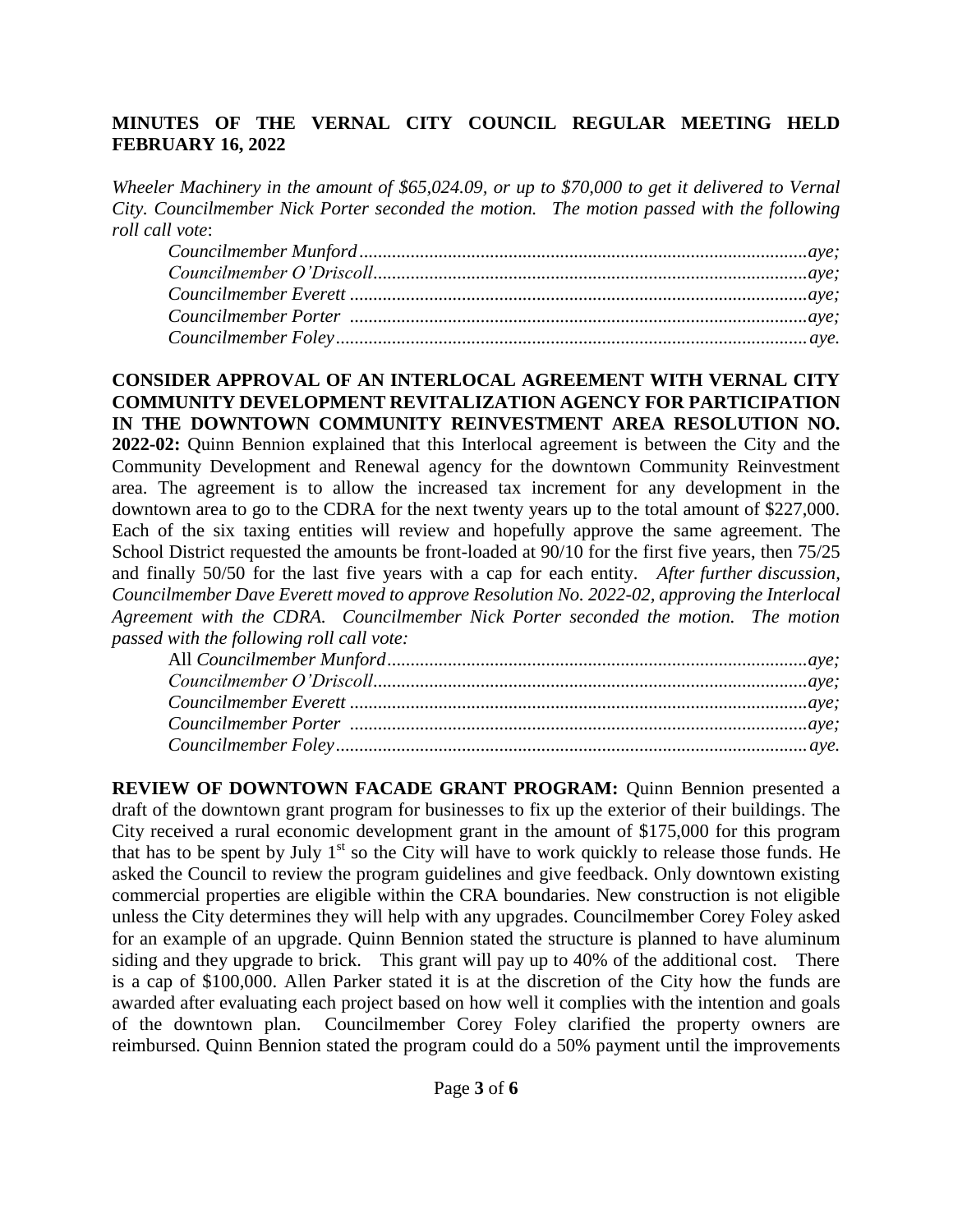**MINUTES OF THE VERNAL CITY COUNCIL REGULAR MEETING HELD FEBRUARY 16, 2022**

*Wheeler Machinery in the amount of $65,024.09, or up to $70,000 to get it delivered to Vernal City. Councilmember Nick Porter seconded the motion. The motion passed with the following roll call vote*:

*Councilmember Munford.................................................................................................aye;*
*Councilmember O'Driscoll.............................................................................................aye;*
*Councilmember Everett ..................................................................................................aye;*
*Councilmember Porter ..................................................................................................aye;*
*Councilmember Foley.....................................................................................................aye.*

**CONSIDER APPROVAL OF AN INTERLOCAL AGREEMENT WITH VERNAL CITY COMMUNITY DEVELOPMENT REVITALIZATION AGENCY FOR PARTICIPATION IN THE DOWNTOWN COMMUNITY REINVESTMENT AREA RESOLUTION NO. 2022-02:** Quinn Bennion explained that this Interlocal agreement is between the City and the Community Development and Renewal agency for the downtown Community Reinvestment area. The agreement is to allow the increased tax increment for any development in the downtown area to go to the CDRA for the next twenty years up to the total amount of $227,000. Each of the six taxing entities will review and hopefully approve the same agreement. The School District requested the amounts be front-loaded at 90/10 for the first five years, then 75/25 and finally 50/50 for the last five years with a cap for each entity. *After further discussion, Councilmember Dave Everett moved to approve Resolution No. 2022-02, approving the Interlocal Agreement with the CDRA. Councilmember Nick Porter seconded the motion. The motion passed with the following roll call vote:*

All *Councilmember Munford...........................................................................................aye;*
*Councilmember O'Driscoll.............................................................................................aye;*
*Councilmember Everett ..................................................................................................aye;*
*Councilmember Porter ..................................................................................................aye;*
*Councilmember Foley.....................................................................................................aye.*

**REVIEW OF DOWNTOWN FACADE GRANT PROGRAM:** Quinn Bennion presented a draft of the downtown grant program for businesses to fix up the exterior of their buildings. The City received a rural economic development grant in the amount of $175,000 for this program that has to be spent by July 1st so the City will have to work quickly to release those funds. He asked the Council to review the program guidelines and give feedback. Only downtown existing commercial properties are eligible within the CRA boundaries. New construction is not eligible unless the City determines they will help with any upgrades. Councilmember Corey Foley asked for an example of an upgrade. Quinn Bennion stated the structure is planned to have aluminum siding and they upgrade to brick. This grant will pay up to 40% of the additional cost. There is a cap of $100,000. Allen Parker stated it is at the discretion of the City how the funds are awarded after evaluating each project based on how well it complies with the intention and goals of the downtown plan. Councilmember Corey Foley clarified the property owners are reimbursed. Quinn Bennion stated the program could do a 50% payment until the improvements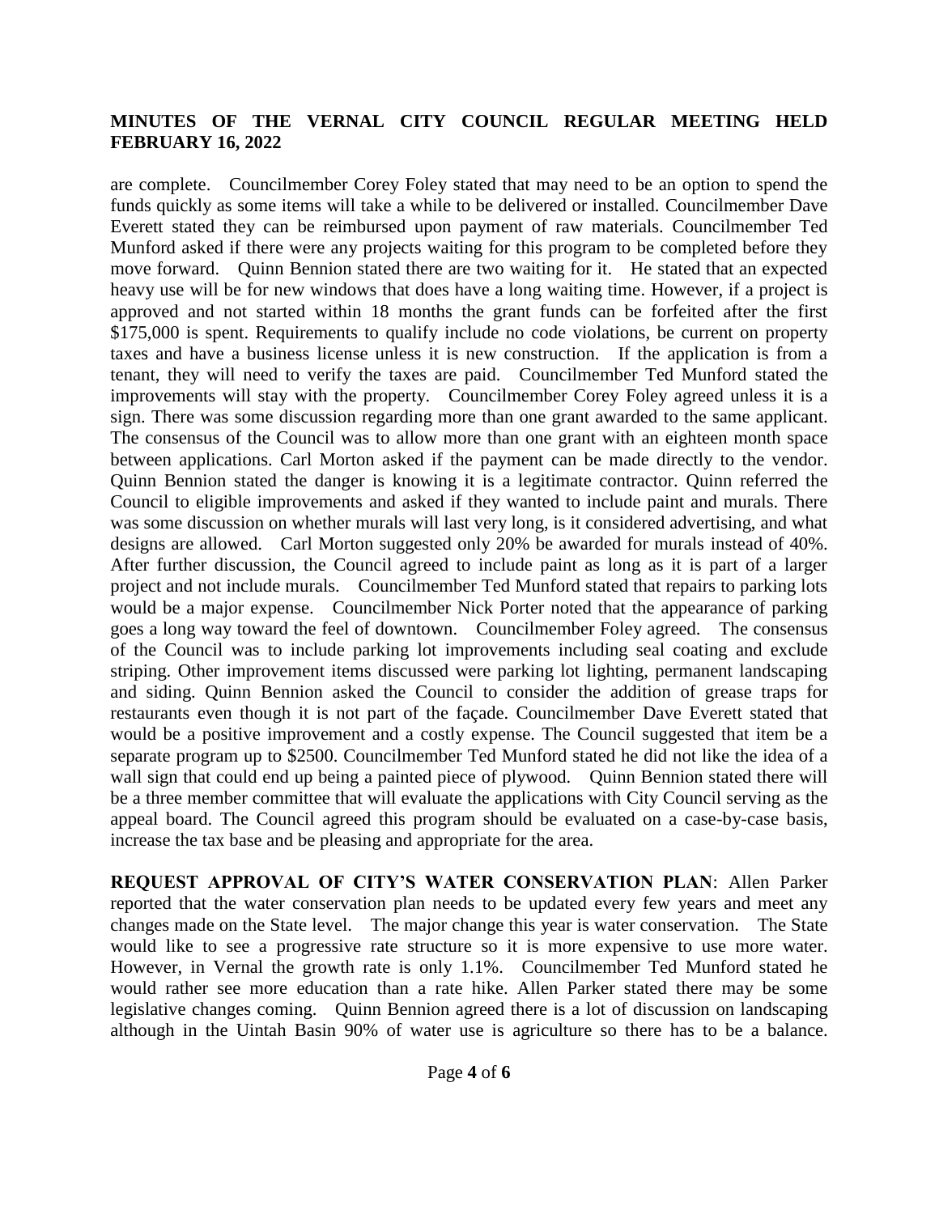are complete. Councilmember Corey Foley stated that may need to be an option to spend the funds quickly as some items will take a while to be delivered or installed. Councilmember Dave Everett stated they can be reimbursed upon payment of raw materials. Councilmember Ted Munford asked if there were any projects waiting for this program to be completed before they move forward. Quinn Bennion stated there are two waiting for it. He stated that an expected heavy use will be for new windows that does have a long waiting time. However, if a project is approved and not started within 18 months the grant funds can be forfeited after the first $175,000 is spent. Requirements to qualify include no code violations, be current on property taxes and have a business license unless it is new construction. If the application is from a tenant, they will need to verify the taxes are paid. Councilmember Ted Munford stated the improvements will stay with the property. Councilmember Corey Foley agreed unless it is a sign. There was some discussion regarding more than one grant awarded to the same applicant. The consensus of the Council was to allow more than one grant with an eighteen month space between applications. Carl Morton asked if the payment can be made directly to the vendor. Quinn Bennion stated the danger is knowing it is a legitimate contractor. Quinn referred the Council to eligible improvements and asked if they wanted to include paint and murals. There was some discussion on whether murals will last very long, is it considered advertising, and what designs are allowed. Carl Morton suggested only 20% be awarded for murals instead of 40%. After further discussion, the Council agreed to include paint as long as it is part of a larger project and not include murals. Councilmember Ted Munford stated that repairs to parking lots would be a major expense. Councilmember Nick Porter noted that the appearance of parking goes a long way toward the feel of downtown. Councilmember Foley agreed. The consensus of the Council was to include parking lot improvements including seal coating and exclude striping. Other improvement items discussed were parking lot lighting, permanent landscaping and siding. Quinn Bennion asked the Council to consider the addition of grease traps for restaurants even though it is not part of the façade. Councilmember Dave Everett stated that would be a positive improvement and a costly expense. The Council suggested that item be a separate program up to $2500. Councilmember Ted Munford stated he did not like the idea of a wall sign that could end up being a painted piece of plywood. Quinn Bennion stated there will be a three member committee that will evaluate the applications with City Council serving as the appeal board. The Council agreed this program should be evaluated on a case-by-case basis, increase the tax base and be pleasing and appropriate for the area.

**REQUEST APPROVAL OF CITY'S WATER CONSERVATION PLAN**: Allen Parker reported that the water conservation plan needs to be updated every few years and meet any changes made on the State level. The major change this year is water conservation. The State would like to see a progressive rate structure so it is more expensive to use more water. However, in Vernal the growth rate is only 1.1%. Councilmember Ted Munford stated he would rather see more education than a rate hike. Allen Parker stated there may be some legislative changes coming. Quinn Bennion agreed there is a lot of discussion on landscaping although in the Uintah Basin 90% of water use is agriculture so there has to be a balance.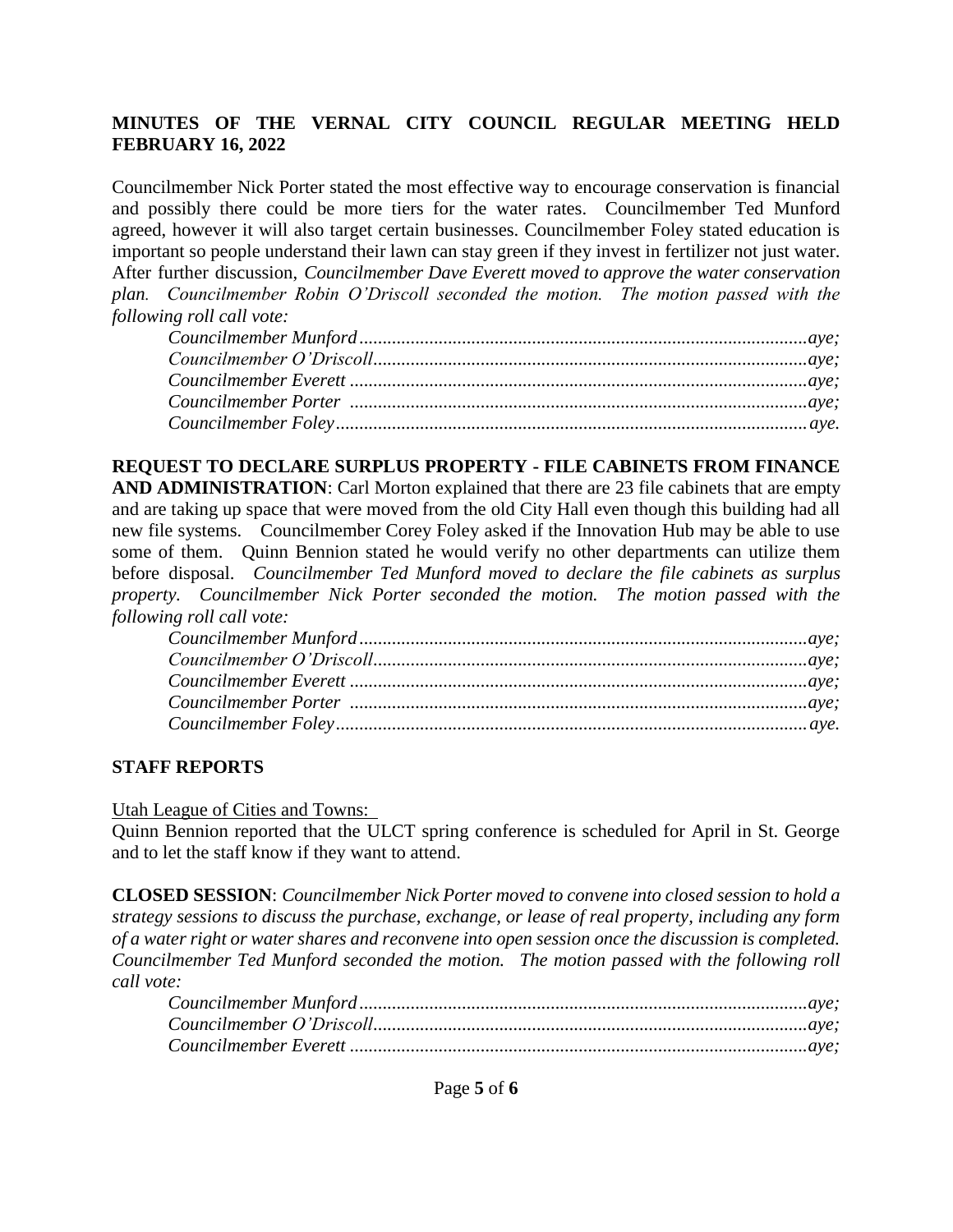**MINUTES OF THE VERNAL CITY COUNCIL REGULAR MEETING HELD FEBRUARY 16, 2022**

Councilmember Nick Porter stated the most effective way to encourage conservation is financial and possibly there could be more tiers for the water rates. Councilmember Ted Munford agreed, however it will also target certain businesses. Councilmember Foley stated education is important so people understand their lawn can stay green if they invest in fertilizer not just water. After further discussion, *Councilmember Dave Everett moved to approve the water conservation plan. Councilmember Robin O'Driscoll seconded the motion. The motion passed with the following roll call vote:*

*Councilmember Munford................................................................................................aye;*
*Councilmember O'Driscoll............................................................................................aye;*
*Councilmember Everett .................................................................................................aye;*
*Councilmember Porter .................................................................................................aye;*
*Councilmember Foley....................................................................................................aye.*

**REQUEST TO DECLARE SURPLUS PROPERTY - FILE CABINETS FROM FINANCE AND ADMINISTRATION**: Carl Morton explained that there are 23 file cabinets that are empty and are taking up space that were moved from the old City Hall even though this building had all new file systems. Councilmember Corey Foley asked if the Innovation Hub may be able to use some of them. Quinn Bennion stated he would verify no other departments can utilize them before disposal. *Councilmember Ted Munford moved to declare the file cabinets as surplus property. Councilmember Nick Porter seconded the motion. The motion passed with the following roll call vote:*

*Councilmember Munford................................................................................................aye;*
*Councilmember O'Driscoll............................................................................................aye;*
*Councilmember Everett .................................................................................................aye;*
*Councilmember Porter .................................................................................................aye;*
*Councilmember Foley....................................................................................................aye.*

**STAFF REPORTS**

Utah League of Cities and Towns:

Quinn Bennion reported that the ULCT spring conference is scheduled for April in St. George and to let the staff know if they want to attend.

**CLOSED SESSION**: *Councilmember Nick Porter moved to convene into closed session to hold a strategy sessions to discuss the purchase, exchange, or lease of real property, including any form of a water right or water shares and reconvene into open session once the discussion is completed. Councilmember Ted Munford seconded the motion. The motion passed with the following roll call vote:*

*Councilmember Munford................................................................................................aye;*
*Councilmember O'Driscoll............................................................................................aye;*
*Councilmember Everett .................................................................................................aye;*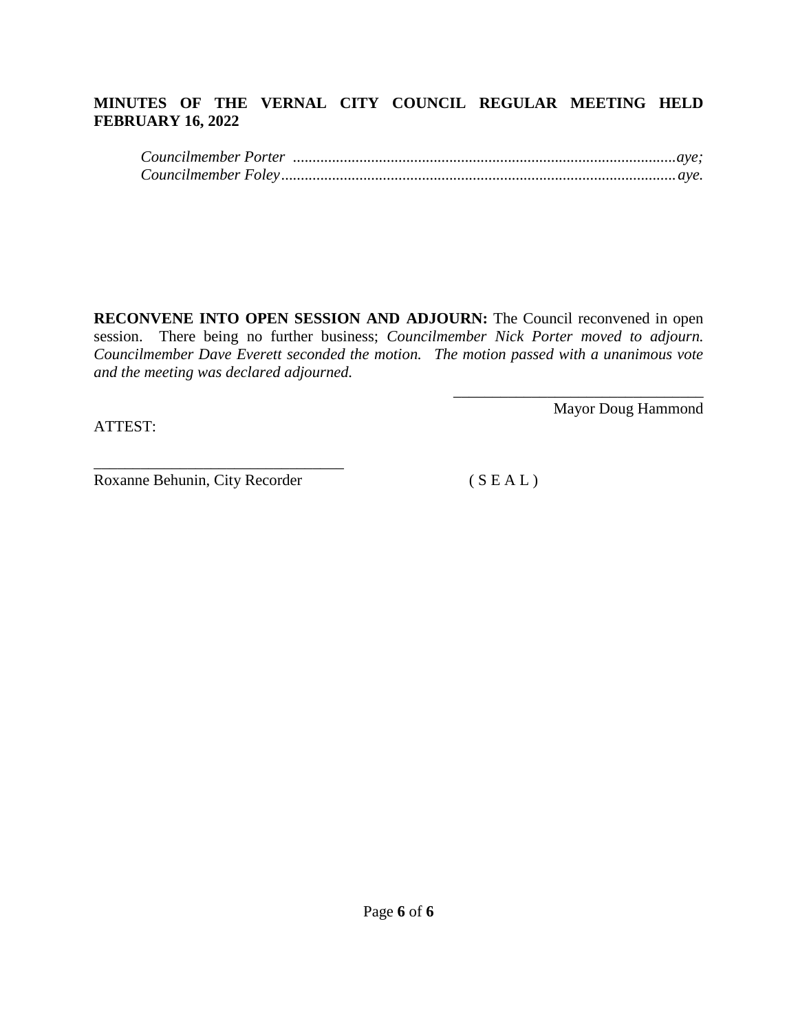*Councilmember Porter ..................................................................................................aye;*
*Councilmember Foley....................................................................................................aye.*

**RECONVENE INTO OPEN SESSION AND ADJOURN:** The Council reconvened in open session. There being no further business; *Councilmember Nick Porter moved to adjourn. Councilmember Dave Everett seconded the motion. The motion passed with a unanimous vote and the meeting was declared adjourned.*

________________________________
Mayor Doug Hammond

ATTEST:

________________________________
Roxanne Behunin, City Recorder

( S E A L )